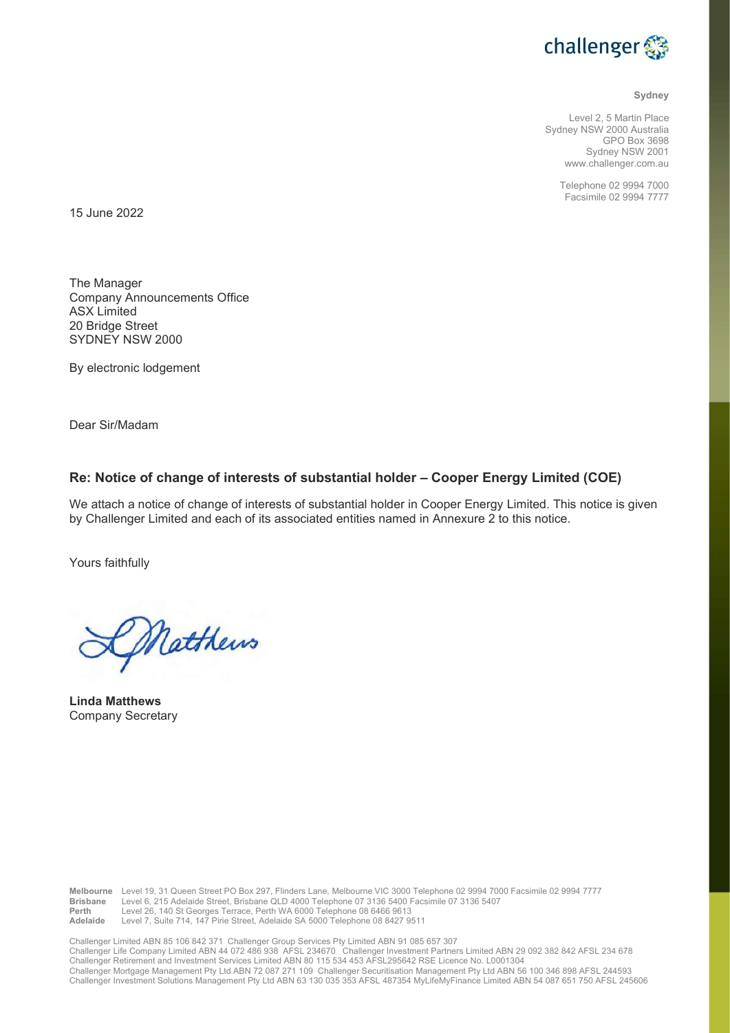challenger

**Sydney**

Level 2, 5 Martin Place
Sydney NSW 2000 Australia
GPO Box 3698
Sydney NSW 2001
www.challenger.com.au

Telephone 02 9994 7000
Facsimile 02 9994 7777

15 June 2022

The Manager
Company Announcements Office
ASX Limited
20 Bridge Street
SYDNEY NSW 2000

By electronic lodgement

Dear Sir/Madam

## Re: Notice of change of interests of substantial holder – Cooper Energy Limited (COE)

We attach a notice of change of interests of substantial holder in Cooper Energy Limited. This notice is given by Challenger Limited and each of its associated entities named in Annexure 2 to this notice.

Yours faithfully

**Linda Matthews**
Company Secretary

**Melbourne** Level 19, 31 Queen Street PO Box 297, Flinders Lane, Melbourne VIC 3000 Telephone 02 9994 7000 Facsimile 02 9994 7777
**Brisbane** Level 6, 215 Adelaide Street, Brisbane QLD 4000 Telephone 07 3136 5400 Facsimile 07 3136 5407
**Perth** Level 26, 140 St Georges Terrace, Perth WA 6000 Telephone 08 6466 9613
**Adelaide** Level 7, Suite 714, 147 Pirie Street, Adelaide SA 5000 Telephone 08 8427 9511

Challenger Limited ABN 85 106 842 371 Challenger Group Services Pty Limited ABN 91 085 657 307
Challenger Life Company Limited ABN 44 072 486 938 AFSL 234670 Challenger Investment Partners Limited ABN 29 092 382 842 AFSL 234 678
Challenger Retirement and Investment Services Limited ABN 80 115 534 453 AFSL295642 RSE Licence No. L0001304
Challenger Mortgage Management Pty Ltd ABN 72 087 271 109 Challenger Securitisation Management Pty Ltd ABN 56 100 346 898 AFSL 244593
Challenger Investment Solutions Management Pty Ltd ABN 63 130 035 353 AFSL 487354 MyLifeMyFinance Limited ABN 54 087 651 750 AFSL 245606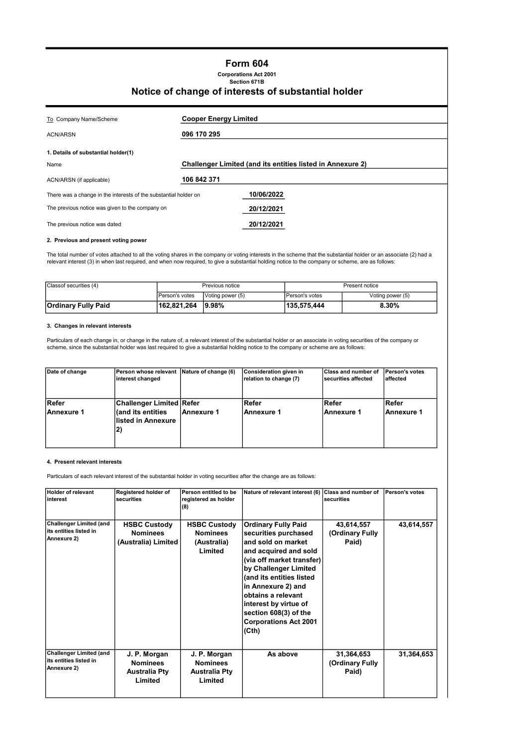# Form 604

**Corporations Act 2001**
**Section 671B**

## Notice of change of interests of substantial holder

| | |
|---|---|
| To Company Name/Scheme | **Cooper Energy Limited** |
| ACN/ARSN | **096 170 295** |

**1. Details of substantial holder(1)**

| | |
|---|---|
| Name | **Challenger Limited (and its entities listed in Annexure 2)** |
| ACN/ARSN (if applicable) | **106 842 371** |

| | |
|---|---|
| There was a change in the interests of the substantial holder on | **10/06/2022** |
| The previous notice was given to the company on | **20/12/2021** |
| The previous notice was dated | **20/12/2021** |

**2. Previous and present voting power**

The total number of votes attached to all the voting shares in the company or voting interests in the scheme that the substantial holder or an associate (2) had a relevant interest (3) in when last required, and when now required, to give a substantial holding notice to the company or scheme, are as follows:

| Classof securities (4) | Previous notice | | Present notice | |
|---|---|---|---|---|
| | Person's votes | Voting power (5) | Person's votes | Voting power (5) |
| **Ordinary Fully Paid** | **162,821,264** | **9.98%** | **135,575,444** | **8.30%** |

**3. Changes in relevant interests**

Particulars of each change in, or change in the nature of, a relevant interest of the substantial holder or an associate in voting securities of the company or scheme, since the substantial holder was last required to give a substantial holding notice to the company or scheme are as follows:

| Date of change | Person whose relevant interest changed | Nature of change (6) | Consideration given in relation to change (7) | Class and number of securities affected | Person's votes affected |
|---|---|---|---|---|---|
| **Refer Annexure 1** | **Challenger Limited (and its entities listed in Annexure 2)** | **Refer Annexure 1** | **Refer Annexure 1** | **Refer Annexure 1** | **Refer Annexure 1** |

**4. Present relevant interests**

Particulars of each relevant interest of the substantial holder in voting securities after the change are as follows:

| Holder of relevant interest | Registered holder of securities | Person entitled to be registered as holder (8) | Nature of relevant interest (6) | Class and number of securities | Person's votes |
|---|---|---|---|---|---|
| **Challenger Limited (and its entities listed in Annexure 2)** | **HSBC Custody Nominees (Australia) Limited** | **HSBC Custody Nominees (Australia) Limited** | **Ordinary Fully Paid securities purchased and sold on market and acquired and sold (via off market transfer) by Challenger Limited (and its entities listed in Annexure 2) and obtains a relevant interest by virtue of section 608(3) of the Corporations Act 2001 (Cth)** | **43,614,557 (Ordinary Fully Paid)** | **43,614,557** |
| **Challenger Limited (and its entities listed in Annexure 2)** | **J. P. Morgan Nominees Australia Pty Limited** | **J. P. Morgan Nominees Australia Pty Limited** | **As above** | **31,364,653 (Ordinary Fully Paid)** | **31,364,653** |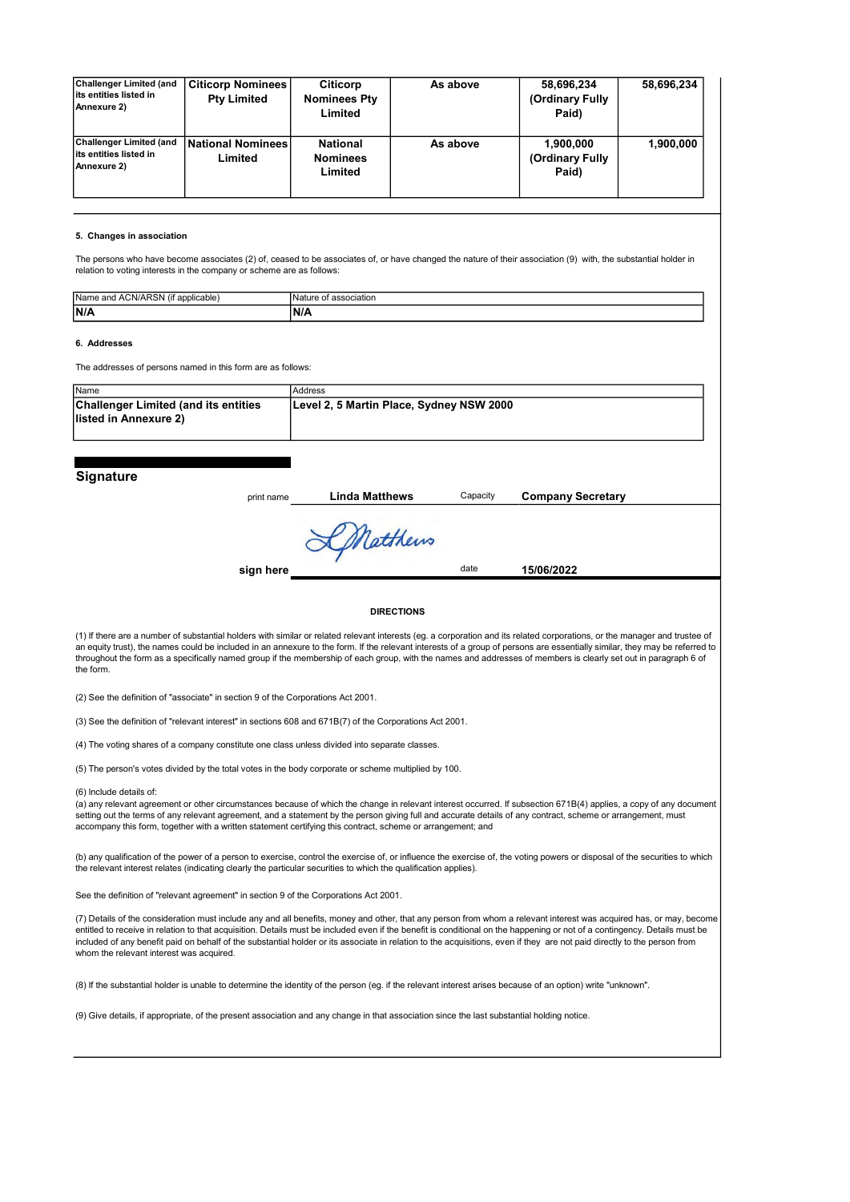| | | | | | |
|---|---|---|---|---|---|
| Challenger Limited (and its entities listed in Annexure 2) | Citicorp Nominees Pty Limited | Citicorp Nominees Pty Limited | As above | 58,696,234 (Ordinary Fully Paid) | 58,696,234 |
| Challenger Limited (and its entities listed in Annexure 2) | National Nominees Limited | National Nominees Limited | As above | 1,900,000 (Ordinary Fully Paid) | 1,900,000 |

**5. Changes in association**

The persons who have become associates (2) of, ceased to be associates of, or have changed the nature of their association (9) with, the substantial holder in relation to voting interests in the company or scheme are as follows:

| Name and ACN/ARSN (if applicable) | Nature of association |
|---|---|
| N/A | N/A |

**6. Addresses**

The addresses of persons named in this form are as follows:

| Name | Address |
|---|---|
| Challenger Limited (and its entities listed in Annexure 2) | Level 2, 5 Martin Place, Sydney NSW 2000 |

## Signature

print name **Linda Matthews** Capacity **Company Secretary**

sign here [signature] date **15/06/2022**

**DIRECTIONS**

(1) If there are a number of substantial holders with similar or related relevant interests (eg. a corporation and its related corporations, or the manager and trustee of an equity trust), the names could be included in an annexure to the form. If the relevant interests of a group of persons are essentially similar, they may be referred to throughout the form as a specifically named group if the membership of each group, with the names and addresses of members is clearly set out in paragraph 6 of the form.

(2) See the definition of "associate" in section 9 of the Corporations Act 2001.

(3) See the definition of "relevant interest" in sections 608 and 671B(7) of the Corporations Act 2001.

(4) The voting shares of a company constitute one class unless divided into separate classes.

(5) The person's votes divided by the total votes in the body corporate or scheme multiplied by 100.

(6) Include details of:
(a) any relevant agreement or other circumstances because of which the change in relevant interest occurred. If subsection 671B(4) applies, a copy of any document setting out the terms of any relevant agreement, and a statement by the person giving full and accurate details of any contract, scheme or arrangement, must accompany this form, together with a written statement certifying this contract, scheme or arrangement; and

(b) any qualification of the power of a person to exercise, control the exercise of, or influence the exercise of, the voting powers or disposal of the securities to which the relevant interest relates (indicating clearly the particular securities to which the qualification applies).

See the definition of "relevant agreement" in section 9 of the Corporations Act 2001.

(7) Details of the consideration must include any and all benefits, money and other, that any person from whom a relevant interest was acquired has, or may, become entitled to receive in relation to that acquisition. Details must be included even if the benefit is conditional on the happening or not of a contingency. Details must be included of any benefit paid on behalf of the substantial holder or its associate in relation to the acquisitions, even if they are not paid directly to the person from whom the relevant interest was acquired.

(8) If the substantial holder is unable to determine the identity of the person (eg. if the relevant interest arises because of an option) write "unknown".

(9) Give details, if appropriate, of the present association and any change in that association since the last substantial holding notice.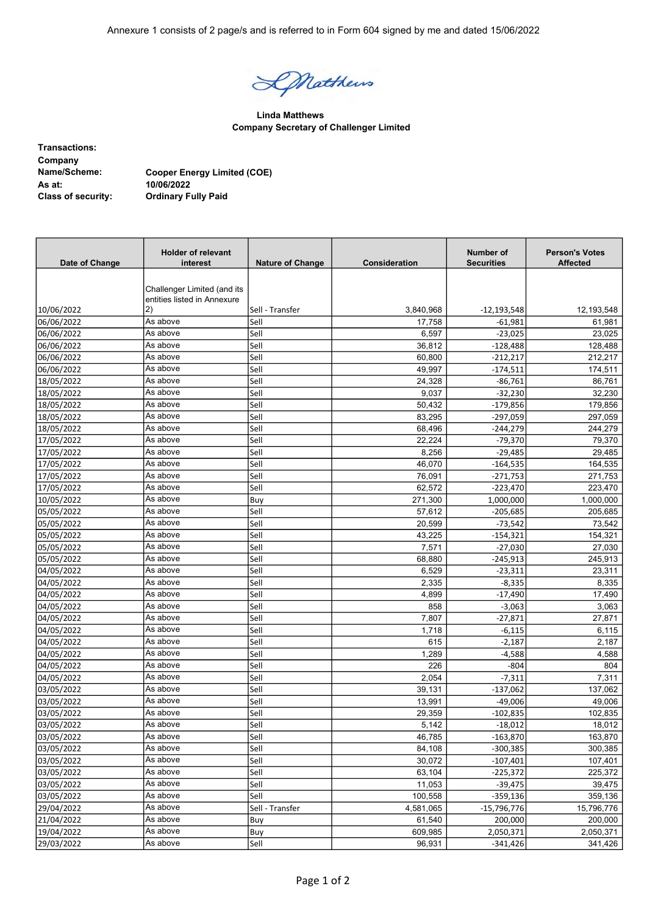Annexure 1 consists of 2 page/s and is referred to in Form 604 signed by me and dated 15/06/2022

**Linda Matthews**
**Company Secretary of Challenger Limited**

| | |
|---|---|
| **Transactions:** | |
| **Company Name/Scheme:** | **Cooper Energy Limited (COE)** |
| **As at:** | **10/06/2022** |
| **Class of security:** | **Ordinary Fully Paid** |

| Date of Change | Holder of relevant interest | Nature of Change | Consideration | Number of Securities | Person's Votes Affected |
|---|---|---|---|---|---|
| 10/06/2022 | Challenger Limited (and its entities listed in Annexure 2) | Sell - Transfer | 3,840,968 | -12,193,548 | 12,193,548 |
| 06/06/2022 | As above | Sell | 17,758 | -61,981 | 61,981 |
| 06/06/2022 | As above | Sell | 6,597 | -23,025 | 23,025 |
| 06/06/2022 | As above | Sell | 36,812 | -128,488 | 128,488 |
| 06/06/2022 | As above | Sell | 60,800 | -212,217 | 212,217 |
| 06/06/2022 | As above | Sell | 49,997 | -174,511 | 174,511 |
| 18/05/2022 | As above | Sell | 24,328 | -86,761 | 86,761 |
| 18/05/2022 | As above | Sell | 9,037 | -32,230 | 32,230 |
| 18/05/2022 | As above | Sell | 50,432 | -179,856 | 179,856 |
| 18/05/2022 | As above | Sell | 83,295 | -297,059 | 297,059 |
| 18/05/2022 | As above | Sell | 68,496 | -244,279 | 244,279 |
| 17/05/2022 | As above | Sell | 22,224 | -79,370 | 79,370 |
| 17/05/2022 | As above | Sell | 8,256 | -29,485 | 29,485 |
| 17/05/2022 | As above | Sell | 46,070 | -164,535 | 164,535 |
| 17/05/2022 | As above | Sell | 76,091 | -271,753 | 271,753 |
| 17/05/2022 | As above | Sell | 62,572 | -223,470 | 223,470 |
| 10/05/2022 | As above | Buy | 271,300 | 1,000,000 | 1,000,000 |
| 05/05/2022 | As above | Sell | 57,612 | -205,685 | 205,685 |
| 05/05/2022 | As above | Sell | 20,599 | -73,542 | 73,542 |
| 05/05/2022 | As above | Sell | 43,225 | -154,321 | 154,321 |
| 05/05/2022 | As above | Sell | 7,571 | -27,030 | 27,030 |
| 05/05/2022 | As above | Sell | 68,880 | -245,913 | 245,913 |
| 04/05/2022 | As above | Sell | 6,529 | -23,311 | 23,311 |
| 04/05/2022 | As above | Sell | 2,335 | -8,335 | 8,335 |
| 04/05/2022 | As above | Sell | 4,899 | -17,490 | 17,490 |
| 04/05/2022 | As above | Sell | 858 | -3,063 | 3,063 |
| 04/05/2022 | As above | Sell | 7,807 | -27,871 | 27,871 |
| 04/05/2022 | As above | Sell | 1,718 | -6,115 | 6,115 |
| 04/05/2022 | As above | Sell | 615 | -2,187 | 2,187 |
| 04/05/2022 | As above | Sell | 1,289 | -4,588 | 4,588 |
| 04/05/2022 | As above | Sell | 226 | -804 | 804 |
| 04/05/2022 | As above | Sell | 2,054 | -7,311 | 7,311 |
| 03/05/2022 | As above | Sell | 39,131 | -137,062 | 137,062 |
| 03/05/2022 | As above | Sell | 13,991 | -49,006 | 49,006 |
| 03/05/2022 | As above | Sell | 29,359 | -102,835 | 102,835 |
| 03/05/2022 | As above | Sell | 5,142 | -18,012 | 18,012 |
| 03/05/2022 | As above | Sell | 46,785 | -163,870 | 163,870 |
| 03/05/2022 | As above | Sell | 84,108 | -300,385 | 300,385 |
| 03/05/2022 | As above | Sell | 30,072 | -107,401 | 107,401 |
| 03/05/2022 | As above | Sell | 63,104 | -225,372 | 225,372 |
| 03/05/2022 | As above | Sell | 11,053 | -39,475 | 39,475 |
| 03/05/2022 | As above | Sell | 100,558 | -359,136 | 359,136 |
| 29/04/2022 | As above | Sell - Transfer | 4,581,065 | -15,796,776 | 15,796,776 |
| 21/04/2022 | As above | Buy | 61,540 | 200,000 | 200,000 |
| 19/04/2022 | As above | Buy | 609,985 | 2,050,371 | 2,050,371 |
| 29/03/2022 | As above | Sell | 96,931 | -341,426 | 341,426 |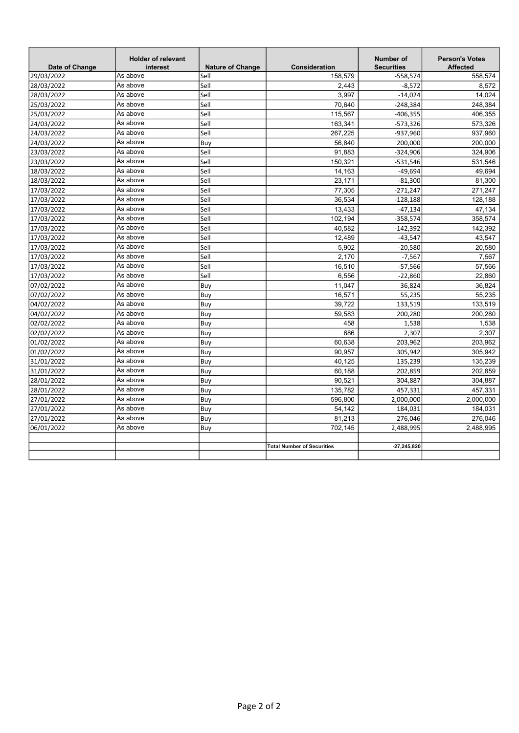| Date of Change | Holder of relevant interest | Nature of Change | Consideration | Number of Securities | Person's Votes Affected |
|---|---|---|---|---|---|
| 29/03/2022 | As above | Sell | 158,579 | -558,574 | 558,574 |
| 28/03/2022 | As above | Sell | 2,443 | -8,572 | 8,572 |
| 28/03/2022 | As above | Sell | 3,997 | -14,024 | 14,024 |
| 25/03/2022 | As above | Sell | 70,640 | -248,384 | 248,384 |
| 25/03/2022 | As above | Sell | 115,567 | -406,355 | 406,355 |
| 24/03/2022 | As above | Sell | 163,341 | -573,326 | 573,326 |
| 24/03/2022 | As above | Sell | 267,225 | -937,960 | 937,960 |
| 24/03/2022 | As above | Buy | 56,840 | 200,000 | 200,000 |
| 23/03/2022 | As above | Sell | 91,883 | -324,906 | 324,906 |
| 23/03/2022 | As above | Sell | 150,321 | -531,546 | 531,546 |
| 18/03/2022 | As above | Sell | 14,163 | -49,694 | 49,694 |
| 18/03/2022 | As above | Sell | 23,171 | -81,300 | 81,300 |
| 17/03/2022 | As above | Sell | 77,305 | -271,247 | 271,247 |
| 17/03/2022 | As above | Sell | 36,534 | -128,188 | 128,188 |
| 17/03/2022 | As above | Sell | 13,433 | -47,134 | 47,134 |
| 17/03/2022 | As above | Sell | 102,194 | -358,574 | 358,574 |
| 17/03/2022 | As above | Sell | 40,582 | -142,392 | 142,392 |
| 17/03/2022 | As above | Sell | 12,489 | -43,547 | 43,547 |
| 17/03/2022 | As above | Sell | 5,902 | -20,580 | 20,580 |
| 17/03/2022 | As above | Sell | 2,170 | -7,567 | 7,567 |
| 17/03/2022 | As above | Sell | 16,510 | -57,566 | 57,566 |
| 17/03/2022 | As above | Sell | 6,556 | -22,860 | 22,860 |
| 07/02/2022 | As above | Buy | 11,047 | 36,824 | 36,824 |
| 07/02/2022 | As above | Buy | 16,571 | 55,235 | 55,235 |
| 04/02/2022 | As above | Buy | 39,722 | 133,519 | 133,519 |
| 04/02/2022 | As above | Buy | 59,583 | 200,280 | 200,280 |
| 02/02/2022 | As above | Buy | 458 | 1,538 | 1,538 |
| 02/02/2022 | As above | Buy | 686 | 2,307 | 2,307 |
| 01/02/2022 | As above | Buy | 60,638 | 203,962 | 203,962 |
| 01/02/2022 | As above | Buy | 90,957 | 305,942 | 305,942 |
| 31/01/2022 | As above | Buy | 40,125 | 135,239 | 135,239 |
| 31/01/2022 | As above | Buy | 60,188 | 202,859 | 202,859 |
| 28/01/2022 | As above | Buy | 90,521 | 304,887 | 304,887 |
| 28/01/2022 | As above | Buy | 135,782 | 457,331 | 457,331 |
| 27/01/2022 | As above | Buy | 596,800 | 2,000,000 | 2,000,000 |
| 27/01/2022 | As above | Buy | 54,142 | 184,031 | 184,031 |
| 27/01/2022 | As above | Buy | 81,213 | 276,046 | 276,046 |
| 06/01/2022 | As above | Buy | 702,145 | 2,488,995 | 2,488,995 |
| | | | | | |
| | | | **Total Number of Securities** | **-27,245,820** | |
| | | | | | |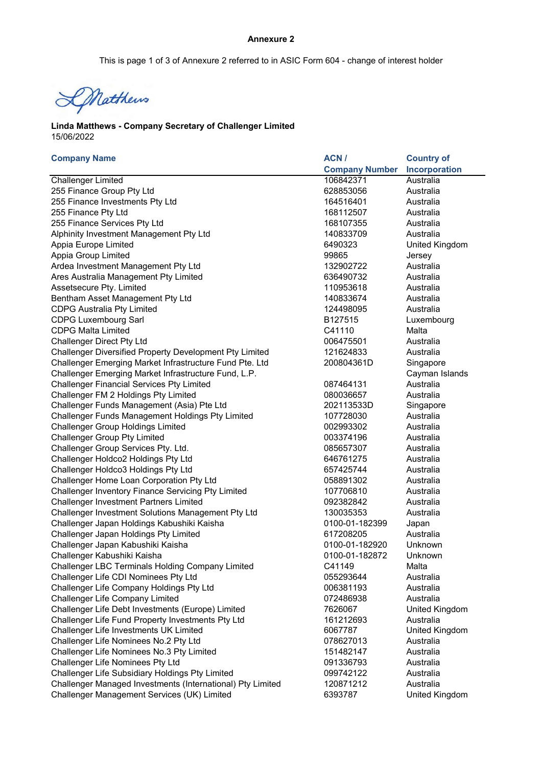**Annexure 2**

This is page 1 of 3 of Annexure 2 referred to in ASIC Form 604 - change of interest holder

L Matthews

**Linda Matthews - Company Secretary of Challenger Limited**
15/06/2022

| Company Name | ACN / Company Number | Country of Incorporation |
|---|---|---|
| Challenger Limited | 106842371 | Australia |
| 255 Finance Group Pty Ltd | 628853056 | Australia |
| 255 Finance Investments Pty Ltd | 164516401 | Australia |
| 255 Finance Pty Ltd | 168112507 | Australia |
| 255 Finance Services Pty Ltd | 168107355 | Australia |
| Alphinity Investment Management Pty Ltd | 140833709 | Australia |
| Appia Europe Limited | 6490323 | United Kingdom |
| Appia Group Limited | 99865 | Jersey |
| Ardea Investment Management Pty Ltd | 132902722 | Australia |
| Ares Australia Management Pty Limited | 636490732 | Australia |
| Assetsecure Pty. Limited | 110953618 | Australia |
| Bentham Asset Management Pty Ltd | 140833674 | Australia |
| CDPG Australia Pty Limited | 124498095 | Australia |
| CDPG Luxembourg Sarl | B127515 | Luxembourg |
| CDPG Malta Limited | C41110 | Malta |
| Challenger Direct Pty Ltd | 006475501 | Australia |
| Challenger Diversified Property Development Pty Limited | 121624833 | Australia |
| Challenger Emerging Market Infrastructure Fund Pte. Ltd | 200804361D | Singapore |
| Challenger Emerging Market Infrastructure Fund, L.P. | | Cayman Islands |
| Challenger Financial Services Pty Limited | 087464131 | Australia |
| Challenger FM 2 Holdings Pty Limited | 080036657 | Australia |
| Challenger Funds Management (Asia) Pte Ltd | 202113533D | Singapore |
| Challenger Funds Management Holdings Pty Limited | 107728030 | Australia |
| Challenger Group Holdings Limited | 002993302 | Australia |
| Challenger Group Pty Limited | 003374196 | Australia |
| Challenger Group Services Pty. Ltd. | 085657307 | Australia |
| Challenger Holdco2 Holdings Pty Ltd | 646761275 | Australia |
| Challenger Holdco3 Holdings Pty Ltd | 657425744 | Australia |
| Challenger Home Loan Corporation Pty Ltd | 058891302 | Australia |
| Challenger Inventory Finance Servicing Pty Limited | 107706810 | Australia |
| Challenger Investment Partners Limited | 092382842 | Australia |
| Challenger Investment Solutions Management Pty Ltd | 130035353 | Australia |
| Challenger Japan Holdings Kabushiki Kaisha | 0100-01-182399 | Japan |
| Challenger Japan Holdings Pty Limited | 617208205 | Australia |
| Challenger Japan Kabushiki Kaisha | 0100-01-182920 | Unknown |
| Challenger Kabushiki Kaisha | 0100-01-182872 | Unknown |
| Challenger LBC Terminals Holding Company Limited | C41149 | Malta |
| Challenger Life CDI Nominees Pty Ltd | 055293644 | Australia |
| Challenger Life Company Holdings Pty Ltd | 006381193 | Australia |
| Challenger Life Company Limited | 072486938 | Australia |
| Challenger Life Debt Investments (Europe) Limited | 7626067 | United Kingdom |
| Challenger Life Fund Property Investments Pty Ltd | 161212693 | Australia |
| Challenger Life Investments UK Limited | 6067787 | United Kingdom |
| Challenger Life Nominees No.2 Pty Ltd | 078627013 | Australia |
| Challenger Life Nominees No.3 Pty Limited | 151482147 | Australia |
| Challenger Life Nominees Pty Ltd | 091336793 | Australia |
| Challenger Life Subsidiary Holdings Pty Limited | 099742122 | Australia |
| Challenger Managed Investments (International) Pty Limited | 120871212 | Australia |
| Challenger Management Services (UK) Limited | 6393787 | United Kingdom |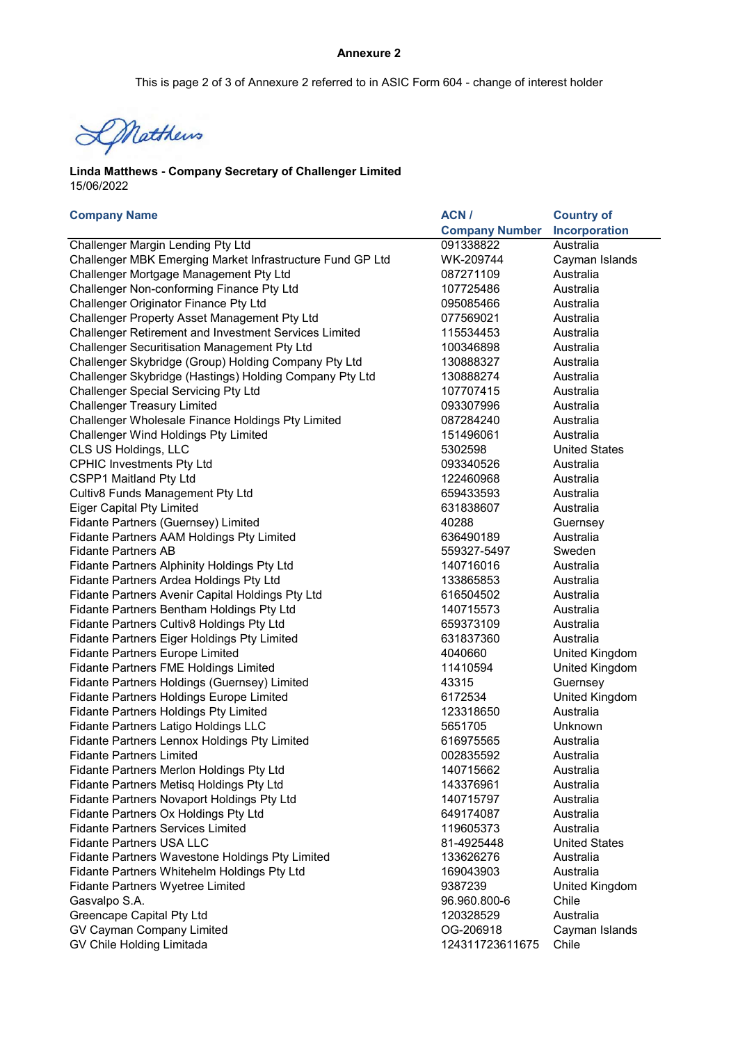**Annexure 2**

This is page 2 of 3 of Annexure 2 referred to in ASIC Form 604 - change of interest holder

L Matthews

**Linda Matthews - Company Secretary of Challenger Limited**
15/06/2022

| Company Name | ACN / Company Number | Country of Incorporation |
|---|---|---|
| Challenger Margin Lending Pty Ltd | 091338822 | Australia |
| Challenger MBK Emerging Market Infrastructure Fund GP Ltd | WK-209744 | Cayman Islands |
| Challenger Mortgage Management Pty Ltd | 087271109 | Australia |
| Challenger Non-conforming Finance Pty Ltd | 107725486 | Australia |
| Challenger Originator Finance Pty Ltd | 095085466 | Australia |
| Challenger Property Asset Management Pty Ltd | 077569021 | Australia |
| Challenger Retirement and Investment Services Limited | 115534453 | Australia |
| Challenger Securitisation Management Pty Ltd | 100346898 | Australia |
| Challenger Skybridge (Group) Holding Company Pty Ltd | 130888327 | Australia |
| Challenger Skybridge (Hastings) Holding Company Pty Ltd | 130888274 | Australia |
| Challenger Special Servicing Pty Ltd | 107707415 | Australia |
| Challenger Treasury Limited | 093307996 | Australia |
| Challenger Wholesale Finance Holdings Pty Limited | 087284240 | Australia |
| Challenger Wind Holdings Pty Limited | 151496061 | Australia |
| CLS US Holdings, LLC | 5302598 | United States |
| CPHIC Investments Pty Ltd | 093340526 | Australia |
| CSPP1 Maitland Pty Ltd | 122460968 | Australia |
| Cultiv8 Funds Management Pty Ltd | 659433593 | Australia |
| Eiger Capital Pty Limited | 631838607 | Australia |
| Fidante Partners (Guernsey) Limited | 40288 | Guernsey |
| Fidante Partners AAM Holdings Pty Limited | 636490189 | Australia |
| Fidante Partners AB | 559327-5497 | Sweden |
| Fidante Partners Alphinity Holdings Pty Ltd | 140716016 | Australia |
| Fidante Partners Ardea Holdings Pty Ltd | 133865853 | Australia |
| Fidante Partners Avenir Capital Holdings Pty Ltd | 616504502 | Australia |
| Fidante Partners Bentham Holdings Pty Ltd | 140715573 | Australia |
| Fidante Partners Cultiv8 Holdings Pty Ltd | 659373109 | Australia |
| Fidante Partners Eiger Holdings Pty Limited | 631837360 | Australia |
| Fidante Partners Europe Limited | 4040660 | United Kingdom |
| Fidante Partners FME Holdings Limited | 11410594 | United Kingdom |
| Fidante Partners Holdings (Guernsey) Limited | 43315 | Guernsey |
| Fidante Partners Holdings Europe Limited | 6172534 | United Kingdom |
| Fidante Partners Holdings Pty Limited | 123318650 | Australia |
| Fidante Partners Latigo Holdings LLC | 5651705 | Unknown |
| Fidante Partners Lennox Holdings Pty Limited | 616975565 | Australia |
| Fidante Partners Limited | 002835592 | Australia |
| Fidante Partners Merlon Holdings Pty Ltd | 140715662 | Australia |
| Fidante Partners Metisq Holdings Pty Ltd | 143376961 | Australia |
| Fidante Partners Novaport Holdings Pty Ltd | 140715797 | Australia |
| Fidante Partners Ox Holdings Pty Ltd | 649174087 | Australia |
| Fidante Partners Services Limited | 119605373 | Australia |
| Fidante Partners USA LLC | 81-4925448 | United States |
| Fidante Partners Wavestone Holdings Pty Limited | 133626276 | Australia |
| Fidante Partners Whitehelm Holdings Pty Ltd | 169043903 | Australia |
| Fidante Partners Wyetree Limited | 9387239 | United Kingdom |
| Gasvalpo S.A. | 96.960.800-6 | Chile |
| Greencape Capital Pty Ltd | 120328529 | Australia |
| GV Cayman Company Limited | OG-206918 | Cayman Islands |
| GV Chile Holding Limitada | 124311723611675 | Chile |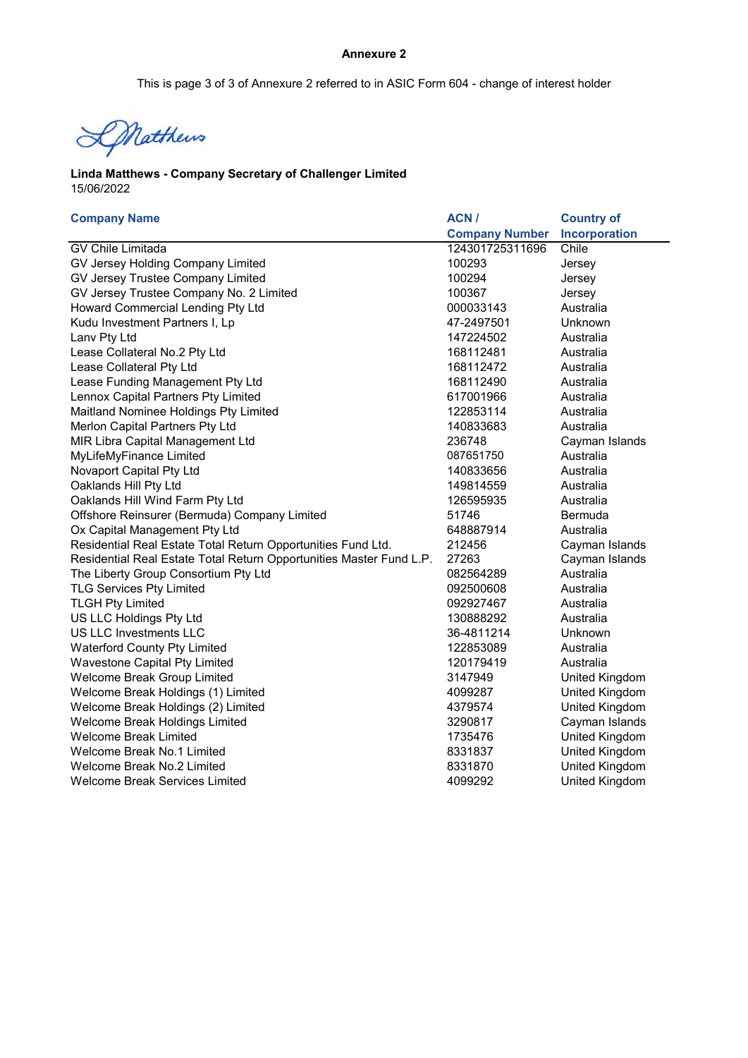**Annexure 2**

This is page 3 of 3 of Annexure 2 referred to in ASIC Form 604 - change of interest holder

L Matthews

**Linda Matthews - Company Secretary of Challenger Limited**
15/06/2022

| Company Name | ACN / Company Number | Country of Incorporation |
|---|---|---|
| GV Chile Limitada | 124301725311696 | Chile |
| GV Jersey Holding Company Limited | 100293 | Jersey |
| GV Jersey Trustee Company Limited | 100294 | Jersey |
| GV Jersey Trustee Company No. 2 Limited | 100367 | Jersey |
| Howard Commercial Lending Pty Ltd | 000033143 | Australia |
| Kudu Investment Partners I, Lp | 47-2497501 | Unknown |
| Lanv Pty Ltd | 147224502 | Australia |
| Lease Collateral No.2 Pty Ltd | 168112481 | Australia |
| Lease Collateral Pty Ltd | 168112472 | Australia |
| Lease Funding Management Pty Ltd | 168112490 | Australia |
| Lennox Capital Partners Pty Limited | 617001966 | Australia |
| Maitland Nominee Holdings Pty Limited | 122853114 | Australia |
| Merlon Capital Partners Pty Ltd | 140833683 | Australia |
| MIR Libra Capital Management Ltd | 236748 | Cayman Islands |
| MyLifeMyFinance Limited | 087651750 | Australia |
| Novaport Capital Pty Ltd | 140833656 | Australia |
| Oaklands Hill Pty Ltd | 149814559 | Australia |
| Oaklands Hill Wind Farm Pty Ltd | 126595935 | Australia |
| Offshore Reinsurer (Bermuda) Company Limited | 51746 | Bermuda |
| Ox Capital Management Pty Ltd | 648887914 | Australia |
| Residential Real Estate Total Return Opportunities Fund Ltd. | 212456 | Cayman Islands |
| Residential Real Estate Total Return Opportunities Master Fund L.P. | 27263 | Cayman Islands |
| The Liberty Group Consortium Pty Ltd | 082564289 | Australia |
| TLG Services Pty Limited | 092500608 | Australia |
| TLGH Pty Limited | 092927467 | Australia |
| US LLC Holdings Pty Ltd | 130888292 | Australia |
| US LLC Investments LLC | 36-4811214 | Unknown |
| Waterford County Pty Limited | 122853089 | Australia |
| Wavestone Capital Pty Limited | 120179419 | Australia |
| Welcome Break Group Limited | 3147949 | United Kingdom |
| Welcome Break Holdings (1) Limited | 4099287 | United Kingdom |
| Welcome Break Holdings (2) Limited | 4379574 | United Kingdom |
| Welcome Break Holdings Limited | 3290817 | Cayman Islands |
| Welcome Break Limited | 1735476 | United Kingdom |
| Welcome Break No.1 Limited | 8331837 | United Kingdom |
| Welcome Break No.2 Limited | 8331870 | United Kingdom |
| Welcome Break Services Limited | 4099292 | United Kingdom |